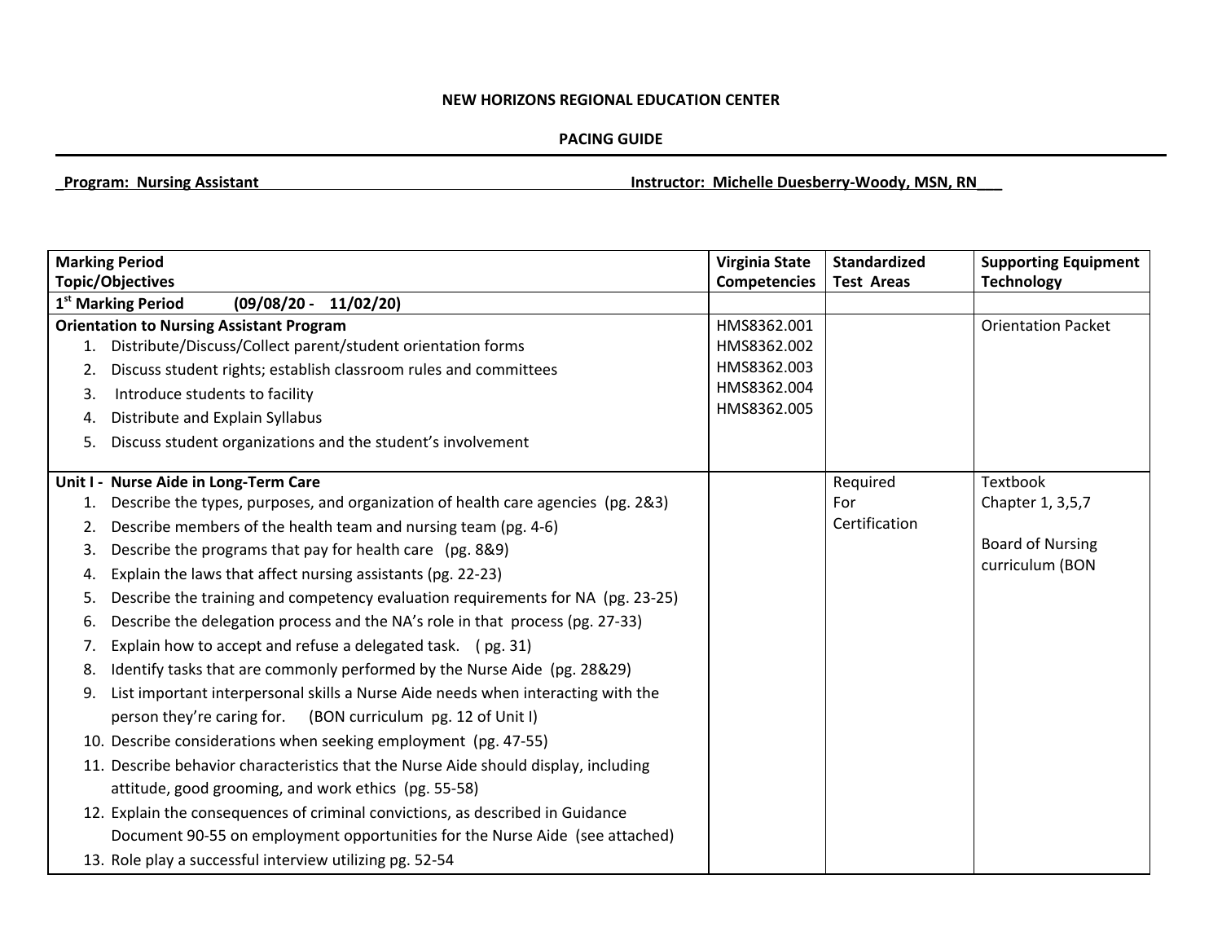**NEW HORIZONS REGIONAL EDUCATION CENTER**

**PACING GUIDE**

**Program: Nursing Assistant** **Instructor: Michelle Duesberry-Woody, MSN, RN**

| Marking Period Topic/Objectives | Virginia State Competencies | Standardized Test Areas | Supporting Equipment Technology |
|---|---|---|---|
| **1st Marking Period (09/08/20 - 11/02/20)** | | | |
| **Orientation to Nursing Assistant Program**<br>1. Distribute/Discuss/Collect parent/student orientation forms<br>2. Discuss student rights; establish classroom rules and committees<br>3. Introduce students to facility<br>4. Distribute and Explain Syllabus<br>5. Discuss student organizations and the student's involvement | HMS8362.001<br>HMS8362.002<br>HMS8362.003<br>HMS8362.004<br>HMS8362.005 | | Orientation Packet |
| **Unit I - Nurse Aide in Long-Term Care**<br>1. Describe the types, purposes, and organization of health care agencies (pg. 2&3)<br>2. Describe members of the health team and nursing team (pg. 4-6)<br>3. Describe the programs that pay for health care (pg. 8&9)<br>4. Explain the laws that affect nursing assistants (pg. 22-23)<br>5. Describe the training and competency evaluation requirements for NA (pg. 23-25)<br>6. Describe the delegation process and the NA's role in that process (pg. 27-33)<br>7. Explain how to accept and refuse a delegated task. ( pg. 31)<br>8. Identify tasks that are commonly performed by the Nurse Aide (pg. 28&29)<br>9. List important interpersonal skills a Nurse Aide needs when interacting with the person they're caring for. (BON curriculum pg. 12 of Unit I)<br>10. Describe considerations when seeking employment (pg. 47-55)<br>11. Describe behavior characteristics that the Nurse Aide should display, including attitude, good grooming, and work ethics (pg. 55-58)<br>12. Explain the consequences of criminal convictions, as described in Guidance Document 90-55 on employment opportunities for the Nurse Aide (see attached)<br>13. Role play a successful interview utilizing pg. 52-54 | | Required For Certification | Textbook Chapter 1, 3,5,7<br><br>Board of Nursing curriculum (BON |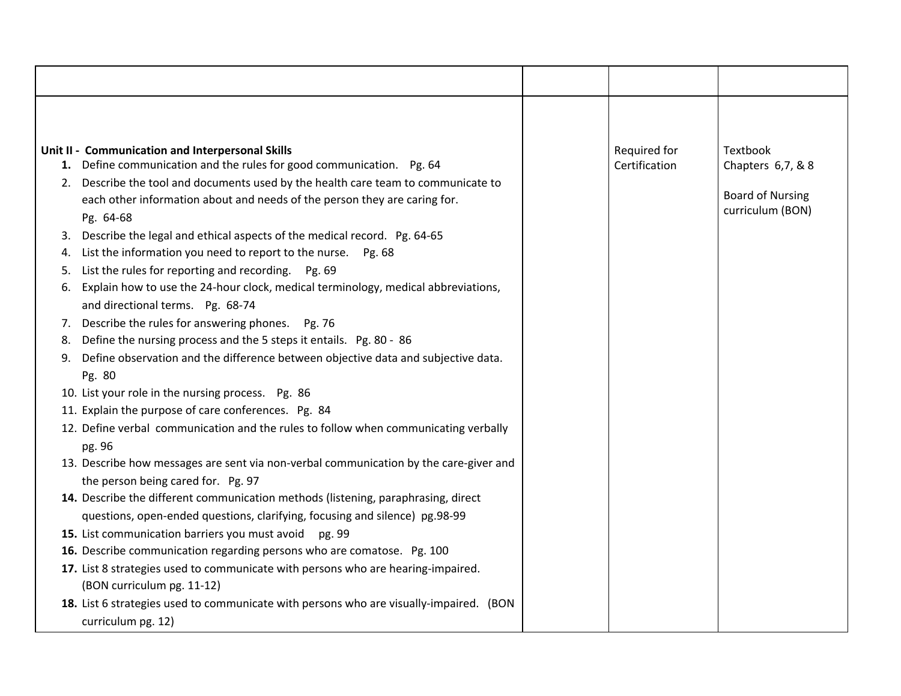| | | | |
|---|---|---|---|
| **Unit II - Communication and Interpersonal Skills**<br>**1.** Define communication and the rules for good communication. Pg. 64<br>2. Describe the tool and documents used by the health care team to communicate to each other information about and needs of the person they are caring for. Pg. 64-68<br>3. Describe the legal and ethical aspects of the medical record. Pg. 64-65<br>4. List the information you need to report to the nurse. Pg. 68<br>5. List the rules for reporting and recording. Pg. 69<br>6. Explain how to use the 24-hour clock, medical terminology, medical abbreviations, and directional terms. Pg. 68-74<br>7. Describe the rules for answering phones. Pg. 76<br>8. Define the nursing process and the 5 steps it entails. Pg. 80 - 86<br>9. Define observation and the difference between objective data and subjective data. Pg. 80<br>10. List your role in the nursing process. Pg. 86<br>11. Explain the purpose of care conferences. Pg. 84<br>12. Define verbal communication and the rules to follow when communicating verbally pg. 96<br>13. Describe how messages are sent via non-verbal communication by the care-giver and the person being cared for. Pg. 97<br>**14.** Describe the different communication methods (listening, paraphrasing, direct questions, open-ended questions, clarifying, focusing and silence) pg.98-99<br>**15.** List communication barriers you must avoid pg. 99<br>**16.** Describe communication regarding persons who are comatose. Pg. 100<br>**17.** List 8 strategies used to communicate with persons who are hearing-impaired. (BON curriculum pg. 11-12)<br>**18.** List 6 strategies used to communicate with persons who are visually-impaired. (BON curriculum pg. 12) | | Required for Certification | Textbook Chapters 6,7, & 8<br><br>Board of Nursing curriculum (BON) |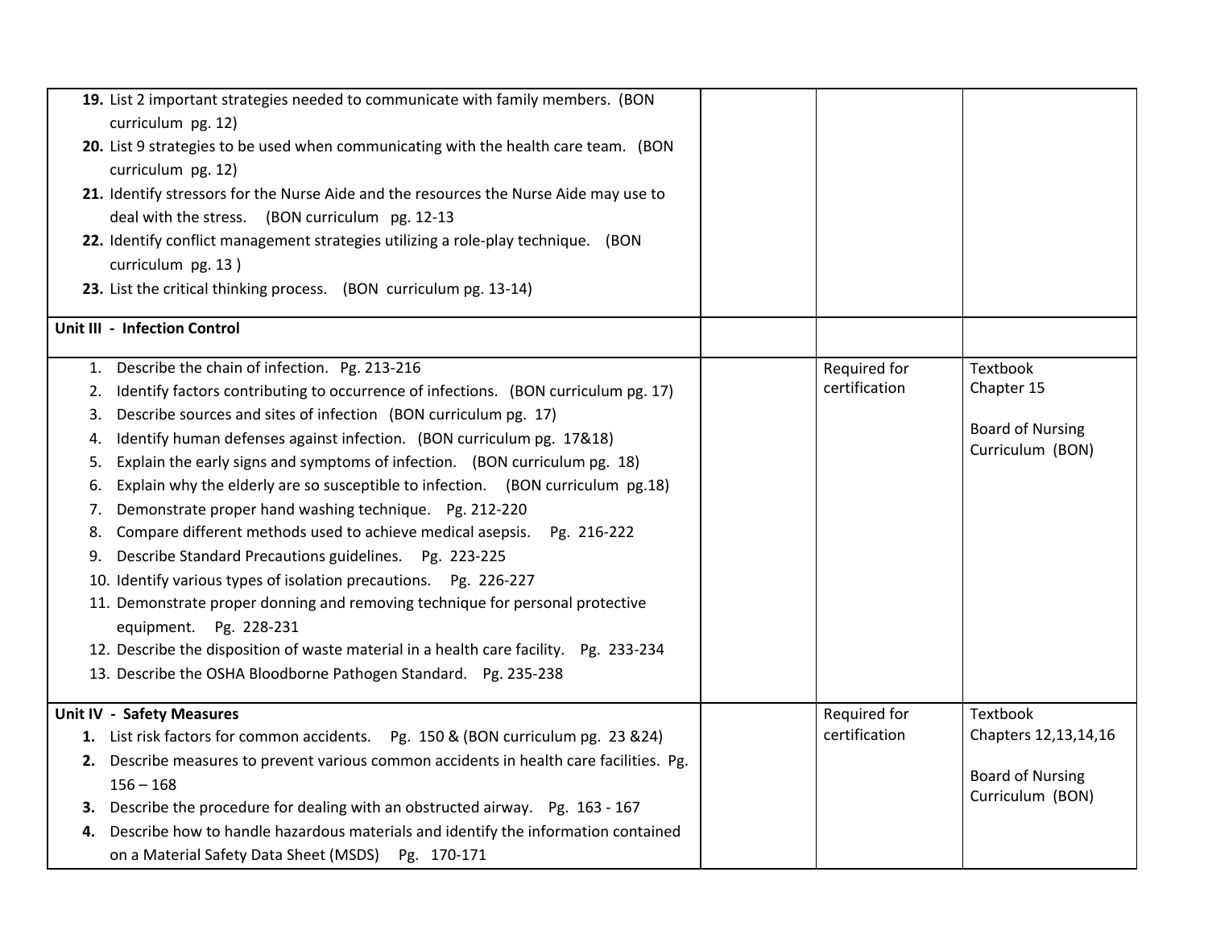| | | | |
|---|---|---|---|
| **19.** List 2 important strategies needed to communicate with family members. (BON curriculum pg. 12)<br>**20.** List 9 strategies to be used when communicating with the health care team. (BON curriculum pg. 12)<br>**21.** Identify stressors for the Nurse Aide and the resources the Nurse Aide may use to deal with the stress. (BON curriculum pg. 12-13<br>**22.** Identify conflict management strategies utilizing a role-play technique. (BON curriculum pg. 13 )<br>**23.** List the critical thinking process. (BON curriculum pg. 13-14) | | | |
| **Unit III - Infection Control** | | | |
| 1. Describe the chain of infection. Pg. 213-216<br>2. Identify factors contributing to occurrence of infections. (BON curriculum pg. 17)<br>3. Describe sources and sites of infection (BON curriculum pg. 17)<br>4. Identify human defenses against infection. (BON curriculum pg. 17&18)<br>5. Explain the early signs and symptoms of infection. (BON curriculum pg. 18)<br>6. Explain why the elderly are so susceptible to infection. (BON curriculum pg.18)<br>7. Demonstrate proper hand washing technique. Pg. 212-220<br>8. Compare different methods used to achieve medical asepsis. Pg. 216-222<br>9. Describe Standard Precautions guidelines. Pg. 223-225<br>10. Identify various types of isolation precautions. Pg. 226-227<br>11. Demonstrate proper donning and removing technique for personal protective equipment. Pg. 228-231<br>12. Describe the disposition of waste material in a health care facility. Pg. 233-234<br>13. Describe the OSHA Bloodborne Pathogen Standard. Pg. 235-238 | | Required for certification | Textbook Chapter 15<br><br>Board of Nursing Curriculum (BON) |
| **Unit IV - Safety Measures**<br>**1.** List risk factors for common accidents. Pg. 150 & (BON curriculum pg. 23 &24)<br>**2.** Describe measures to prevent various common accidents in health care facilities. Pg. 156 – 168<br>**3.** Describe the procedure for dealing with an obstructed airway. Pg. 163 - 167<br>**4.** Describe how to handle hazardous materials and identify the information contained on a Material Safety Data Sheet (MSDS) Pg. 170-171 | | Required for certification | Textbook Chapters 12,13,14,16<br><br>Board of Nursing Curriculum (BON) |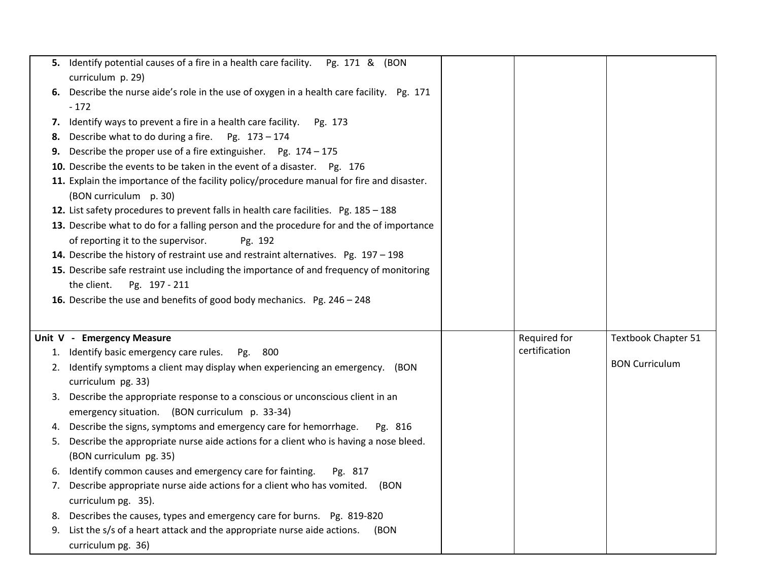| | | | |
|---|---|---|---|
| **5.** Identify potential causes of a fire in a health care facility. Pg. 171 & (BON curriculum p. 29)<br>**6.** Describe the nurse aide's role in the use of oxygen in a health care facility. Pg. 171 - 172<br>**7.** Identify ways to prevent a fire in a health care facility. Pg. 173<br>**8.** Describe what to do during a fire. Pg. 173 – 174<br>**9.** Describe the proper use of a fire extinguisher. Pg. 174 – 175<br>**10.** Describe the events to be taken in the event of a disaster. Pg. 176<br>**11.** Explain the importance of the facility policy/procedure manual for fire and disaster. (BON curriculum p. 30)<br>**12.** List safety procedures to prevent falls in health care facilities. Pg. 185 – 188<br>**13.** Describe what to do for a falling person and the procedure for and the of importance of reporting it to the supervisor. Pg. 192<br>**14.** Describe the history of restraint use and restraint alternatives. Pg. 197 – 198<br>**15.** Describe safe restraint use including the importance of and frequency of monitoring the client. Pg. 197 - 211<br>**16.** Describe the use and benefits of good body mechanics. Pg. 246 – 248 | | | |
| **Unit V - Emergency Measure**<br>1. Identify basic emergency care rules. Pg. 800<br>2. Identify symptoms a client may display when experiencing an emergency. (BON curriculum pg. 33)<br>3. Describe the appropriate response to a conscious or unconscious client in an emergency situation. (BON curriculum p. 33-34)<br>4. Describe the signs, symptoms and emergency care for hemorrhage. Pg. 816<br>5. Describe the appropriate nurse aide actions for a client who is having a nose bleed. (BON curriculum pg. 35)<br>6. Identify common causes and emergency care for fainting. Pg. 817<br>7. Describe appropriate nurse aide actions for a client who has vomited. (BON curriculum pg. 35).<br>8. Describes the causes, types and emergency care for burns. Pg. 819-820<br>9. List the s/s of a heart attack and the appropriate nurse aide actions. (BON curriculum pg. 36) | | Required for certification | Textbook Chapter 51<br><br>BON Curriculum |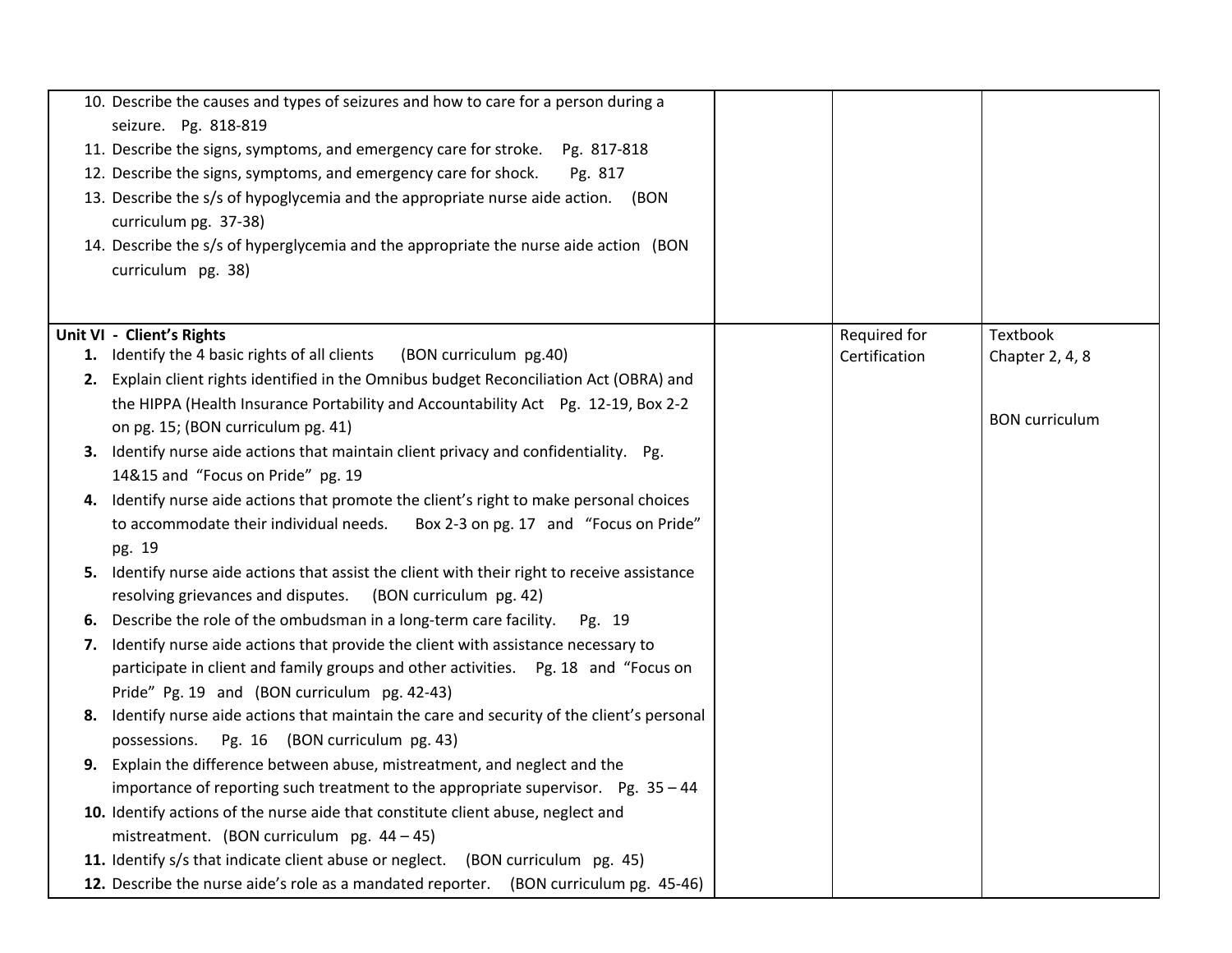| | | | |
|---|---|---|---|
| 10. Describe the causes and types of seizures and how to care for a person during a seizure. Pg. 818-819<br>11. Describe the signs, symptoms, and emergency care for stroke. Pg. 817-818<br>12. Describe the signs, symptoms, and emergency care for shock. Pg. 817<br>13. Describe the s/s of hypoglycemia and the appropriate nurse aide action. (BON curriculum pg. 37-38)<br>14. Describe the s/s of hyperglycemia and the appropriate the nurse aide action (BON curriculum pg. 38) | | | |
| **Unit VI - Client's Rights**<br>**1.** Identify the 4 basic rights of all clients (BON curriculum pg.40)<br>**2.** Explain client rights identified in the Omnibus budget Reconciliation Act (OBRA) and the HIPPA (Health Insurance Portability and Accountability Act Pg. 12-19, Box 2-2 on pg. 15; (BON curriculum pg. 41)<br>**3.** Identify nurse aide actions that maintain client privacy and confidentiality. Pg. 14&15 and "Focus on Pride" pg. 19<br>**4.** Identify nurse aide actions that promote the client's right to make personal choices to accommodate their individual needs. Box 2-3 on pg. 17 and "Focus on Pride" pg. 19<br>**5.** Identify nurse aide actions that assist the client with their right to receive assistance resolving grievances and disputes. (BON curriculum pg. 42)<br>**6.** Describe the role of the ombudsman in a long-term care facility. Pg. 19<br>**7.** Identify nurse aide actions that provide the client with assistance necessary to participate in client and family groups and other activities. Pg. 18 and "Focus on Pride" Pg. 19 and (BON curriculum pg. 42-43)<br>**8.** Identify nurse aide actions that maintain the care and security of the client's personal possessions. Pg. 16 (BON curriculum pg. 43)<br>**9.** Explain the difference between abuse, mistreatment, and neglect and the importance of reporting such treatment to the appropriate supervisor. Pg. 35 – 44<br>**10.** Identify actions of the nurse aide that constitute client abuse, neglect and mistreatment. (BON curriculum pg. 44 – 45)<br>**11.** Identify s/s that indicate client abuse or neglect. (BON curriculum pg. 45)<br>**12.** Describe the nurse aide's role as a mandated reporter. (BON curriculum pg. 45-46) | | Required for Certification | Textbook Chapter 2, 4, 8<br><br>BON curriculum |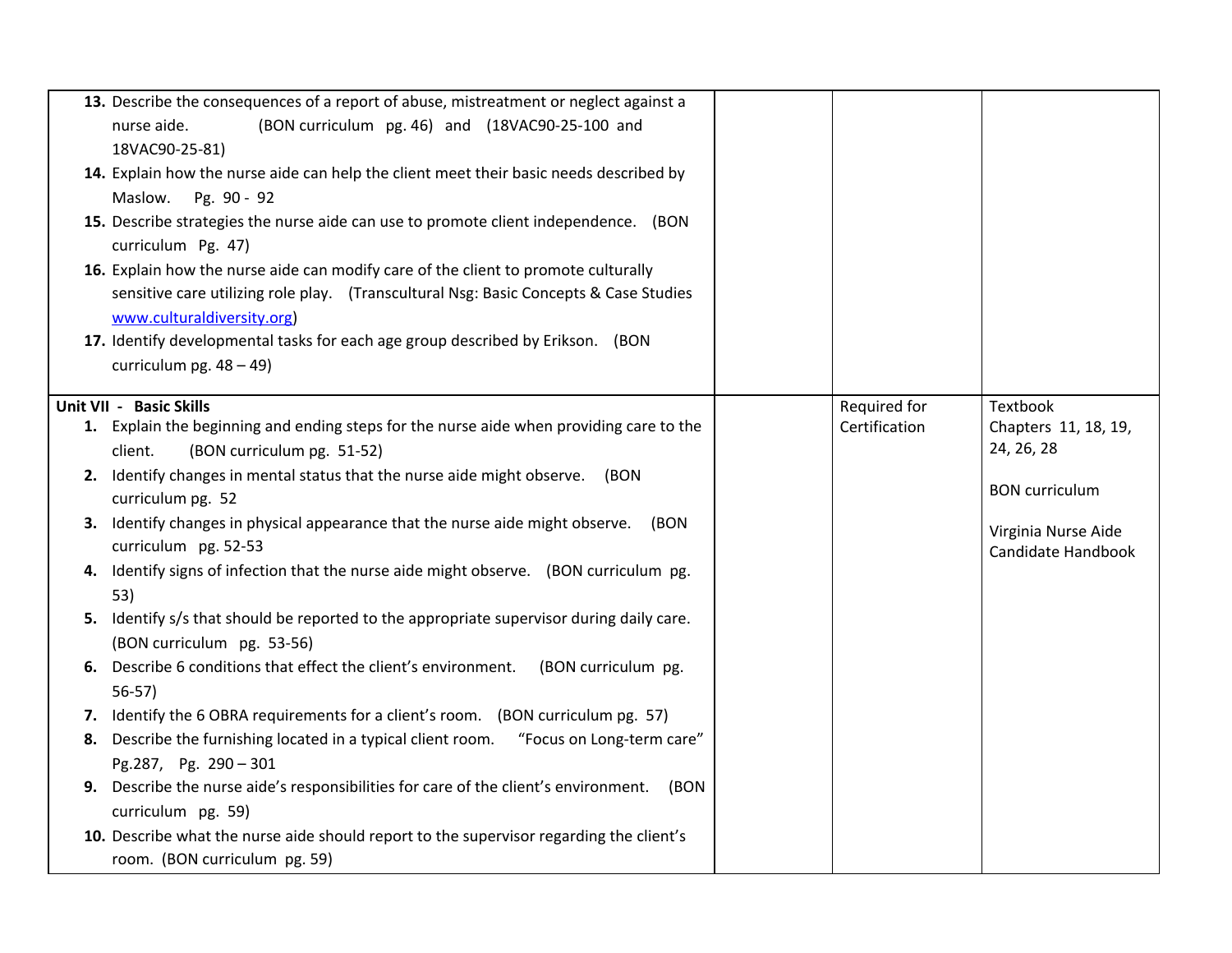| | | | |
|---|---|---|---|
| 13. Describe the consequences of a report of abuse, mistreatment or neglect against a nurse aide. (BON curriculum pg. 46) and (18VAC90-25-100 and 18VAC90-25-81)<br>14. Explain how the nurse aide can help the client meet their basic needs described by Maslow. Pg. 90 - 92<br>15. Describe strategies the nurse aide can use to promote client independence. (BON curriculum Pg. 47)<br>16. Explain how the nurse aide can modify care of the client to promote culturally sensitive care utilizing role play. (Transcultural Nsg: Basic Concepts & Case Studies www.culturaldiversity.org)<br>17. Identify developmental tasks for each age group described by Erikson. (BON curriculum pg. 48 – 49) | | | |
| **Unit VII - Basic Skills**<br>1. Explain the beginning and ending steps for the nurse aide when providing care to the client. (BON curriculum pg. 51-52)<br>2. Identify changes in mental status that the nurse aide might observe. (BON curriculum pg. 52<br>3. Identify changes in physical appearance that the nurse aide might observe. (BON curriculum pg. 52-53<br>4. Identify signs of infection that the nurse aide might observe. (BON curriculum pg. 53)<br>5. Identify s/s that should be reported to the appropriate supervisor during daily care. (BON curriculum pg. 53-56)<br>6. Describe 6 conditions that effect the client's environment. (BON curriculum pg. 56-57)<br>7. Identify the 6 OBRA requirements for a client's room. (BON curriculum pg. 57)<br>8. Describe the furnishing located in a typical client room. "Focus on Long-term care" Pg.287, Pg. 290 – 301<br>9. Describe the nurse aide's responsibilities for care of the client's environment. (BON curriculum pg. 59)<br>10. Describe what the nurse aide should report to the supervisor regarding the client's room. (BON curriculum pg. 59) | | Required for Certification | Textbook Chapters 11, 18, 19, 24, 26, 28<br><br>BON curriculum<br><br>Virginia Nurse Aide Candidate Handbook |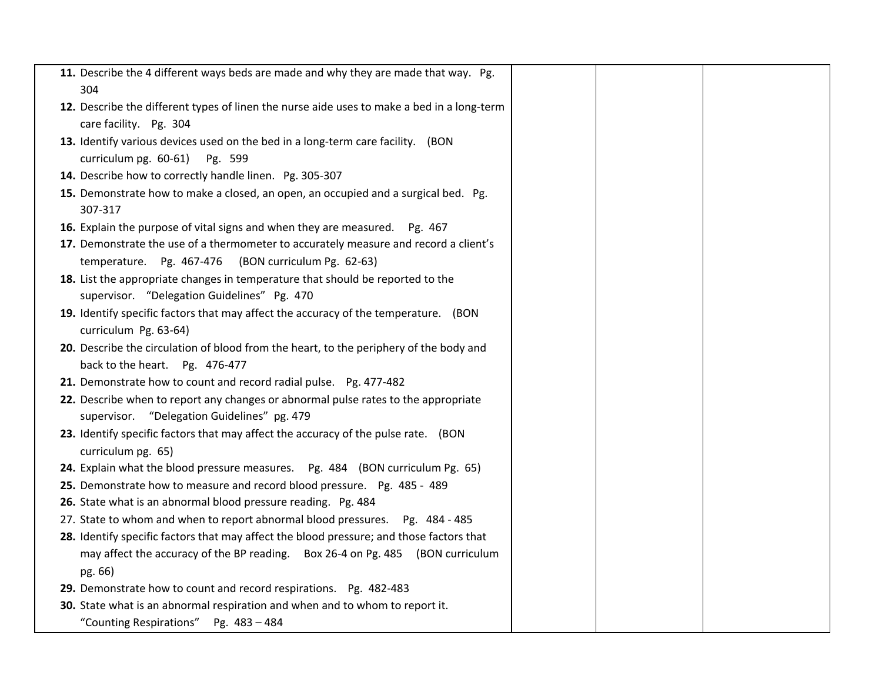| | | | |
|---|---|---|---|
| **11.** Describe the 4 different ways beds are made and why they are made that way. Pg. 304<br>**12.** Describe the different types of linen the nurse aide uses to make a bed in a long-term care facility. Pg. 304<br>**13.** Identify various devices used on the bed in a long-term care facility. (BON curriculum pg. 60-61) Pg. 599<br>**14.** Describe how to correctly handle linen. Pg. 305-307<br>**15.** Demonstrate how to make a closed, an open, an occupied and a surgical bed. Pg. 307-317<br>**16.** Explain the purpose of vital signs and when they are measured. Pg. 467<br>**17.** Demonstrate the use of a thermometer to accurately measure and record a client's temperature. Pg. 467-476 (BON curriculum Pg. 62-63)<br>**18.** List the appropriate changes in temperature that should be reported to the supervisor. "Delegation Guidelines" Pg. 470<br>**19.** Identify specific factors that may affect the accuracy of the temperature. (BON curriculum Pg. 63-64)<br>**20.** Describe the circulation of blood from the heart, to the periphery of the body and back to the heart. Pg. 476-477<br>**21.** Demonstrate how to count and record radial pulse. Pg. 477-482<br>**22.** Describe when to report any changes or abnormal pulse rates to the appropriate supervisor. "Delegation Guidelines" pg. 479<br>**23.** Identify specific factors that may affect the accuracy of the pulse rate. (BON curriculum pg. 65)<br>**24.** Explain what the blood pressure measures. Pg. 484 (BON curriculum Pg. 65)<br>**25.** Demonstrate how to measure and record blood pressure. Pg. 485 - 489<br>**26.** State what is an abnormal blood pressure reading. Pg. 484<br>27. State to whom and when to report abnormal blood pressures. Pg. 484 - 485<br>**28.** Identify specific factors that may affect the blood pressure; and those factors that may affect the accuracy of the BP reading. Box 26-4 on Pg. 485 (BON curriculum pg. 66)<br>**29.** Demonstrate how to count and record respirations. Pg. 482-483<br>**30.** State what is an abnormal respiration and when and to whom to report it. "Counting Respirations" Pg. 483 – 484 | | | |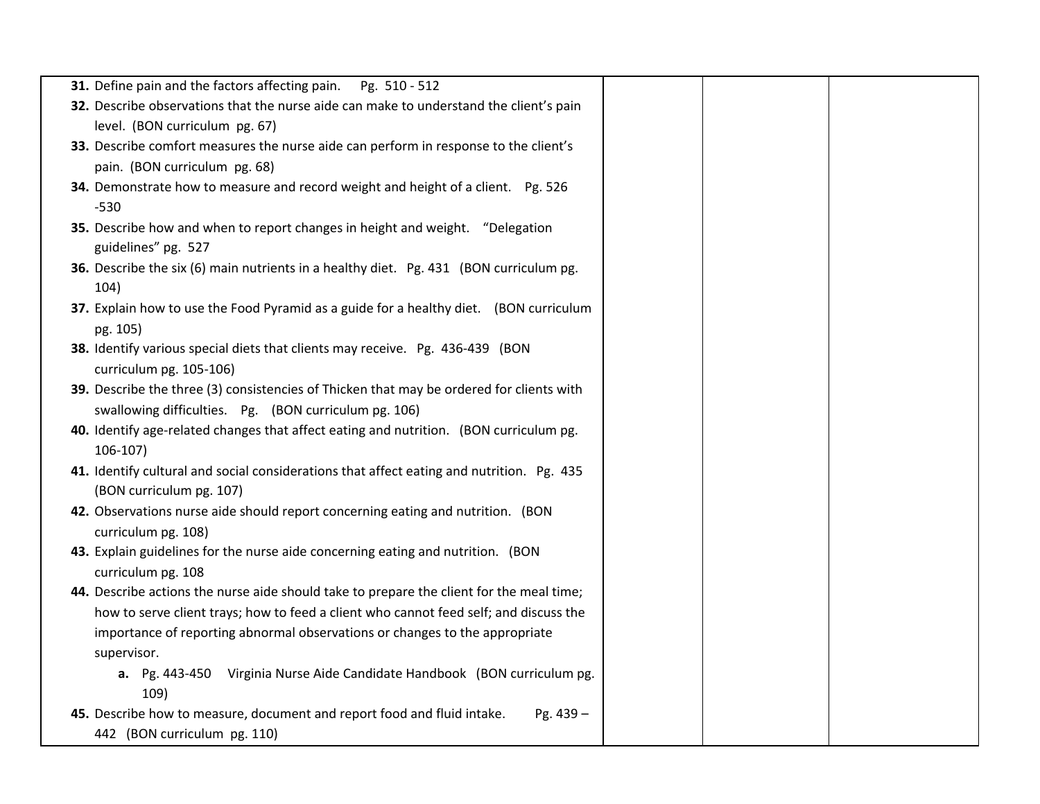| | | | |
|---|---|---|---|
| **31.** Define pain and the factors affecting pain. Pg. 510 - 512<br>**32.** Describe observations that the nurse aide can make to understand the client's pain level. (BON curriculum pg. 67)<br>**33.** Describe comfort measures the nurse aide can perform in response to the client's pain. (BON curriculum pg. 68)<br>**34.** Demonstrate how to measure and record weight and height of a client. Pg. 526 -530<br>**35.** Describe how and when to report changes in height and weight. "Delegation guidelines" pg. 527<br>**36.** Describe the six (6) main nutrients in a healthy diet. Pg. 431 (BON curriculum pg. 104)<br>**37.** Explain how to use the Food Pyramid as a guide for a healthy diet. (BON curriculum pg. 105)<br>**38.** Identify various special diets that clients may receive. Pg. 436-439 (BON curriculum pg. 105-106)<br>**39.** Describe the three (3) consistencies of Thicken that may be ordered for clients with swallowing difficulties. Pg. (BON curriculum pg. 106)<br>**40.** Identify age-related changes that affect eating and nutrition. (BON curriculum pg. 106-107)<br>**41.** Identify cultural and social considerations that affect eating and nutrition. Pg. 435 (BON curriculum pg. 107)<br>**42.** Observations nurse aide should report concerning eating and nutrition. (BON curriculum pg. 108)<br>**43.** Explain guidelines for the nurse aide concerning eating and nutrition. (BON curriculum pg. 108<br>**44.** Describe actions the nurse aide should take to prepare the client for the meal time; how to serve client trays; how to feed a client who cannot feed self; and discuss the importance of reporting abnormal observations or changes to the appropriate supervisor.<br>&nbsp;&nbsp;&nbsp;&nbsp;**a.** Pg. 443-450 Virginia Nurse Aide Candidate Handbook (BON curriculum pg. 109)<br>**45.** Describe how to measure, document and report food and fluid intake. Pg. 439 – 442 (BON curriculum pg. 110) | | | |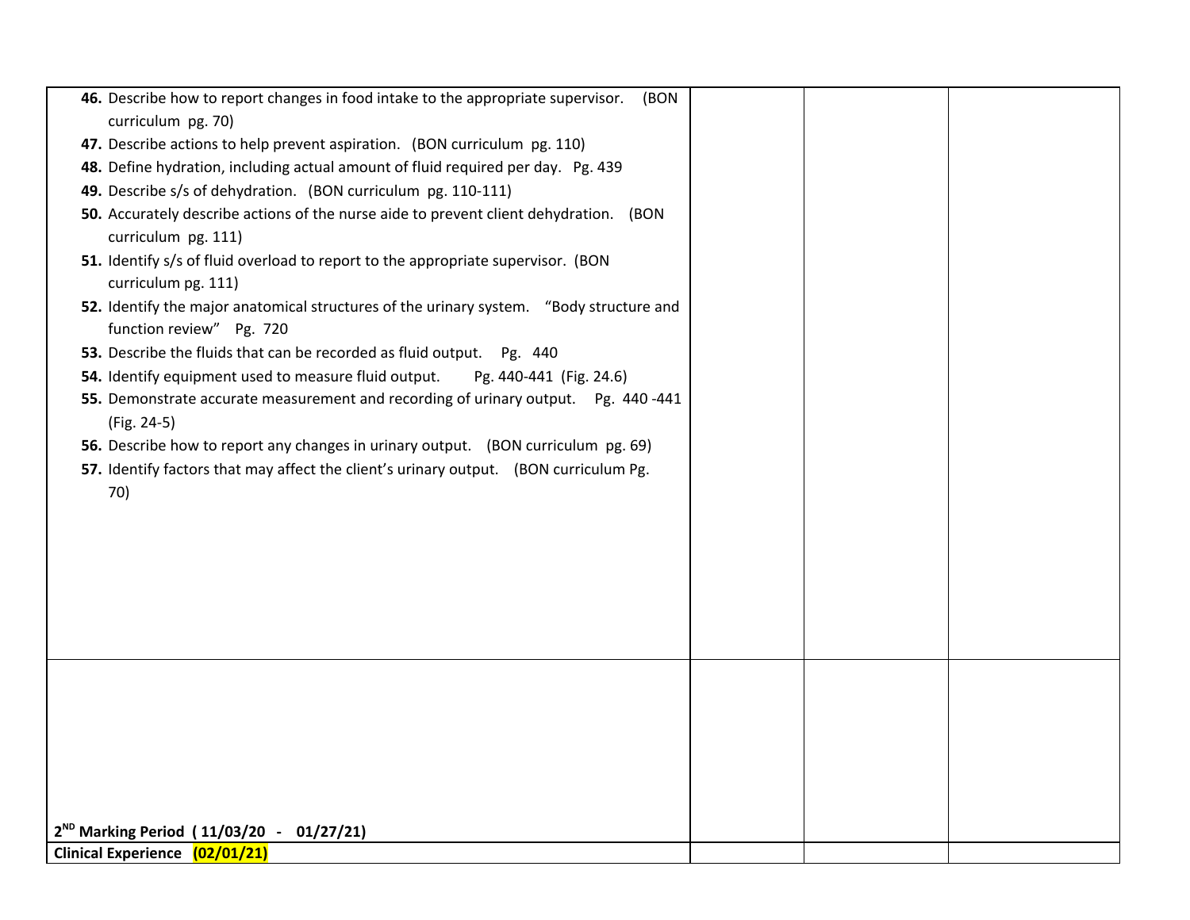| | | | |
|---|---|---|---|
| **46.** Describe how to report changes in food intake to the appropriate supervisor. (BON curriculum pg. 70)<br>**47.** Describe actions to help prevent aspiration. (BON curriculum pg. 110)<br>**48.** Define hydration, including actual amount of fluid required per day. Pg. 439<br>**49.** Describe s/s of dehydration. (BON curriculum pg. 110-111)<br>**50.** Accurately describe actions of the nurse aide to prevent client dehydration. (BON curriculum pg. 111)<br>**51.** Identify s/s of fluid overload to report to the appropriate supervisor. (BON curriculum pg. 111)<br>**52.** Identify the major anatomical structures of the urinary system. "Body structure and function review" Pg. 720<br>**53.** Describe the fluids that can be recorded as fluid output. Pg. 440<br>**54.** Identify equipment used to measure fluid output. Pg. 440-441 (Fig. 24.6)<br>**55.** Demonstrate accurate measurement and recording of urinary output. Pg. 440 -441 (Fig. 24-5)<br>**56.** Describe how to report any changes in urinary output. (BON curriculum pg. 69)<br>**57.** Identify factors that may affect the client's urinary output. (BON curriculum Pg. 70) | | | |
| **2ND Marking Period ( 11/03/20 - 01/27/21)** | | | |
| **Clinical Experience (02/01/21)** | | | |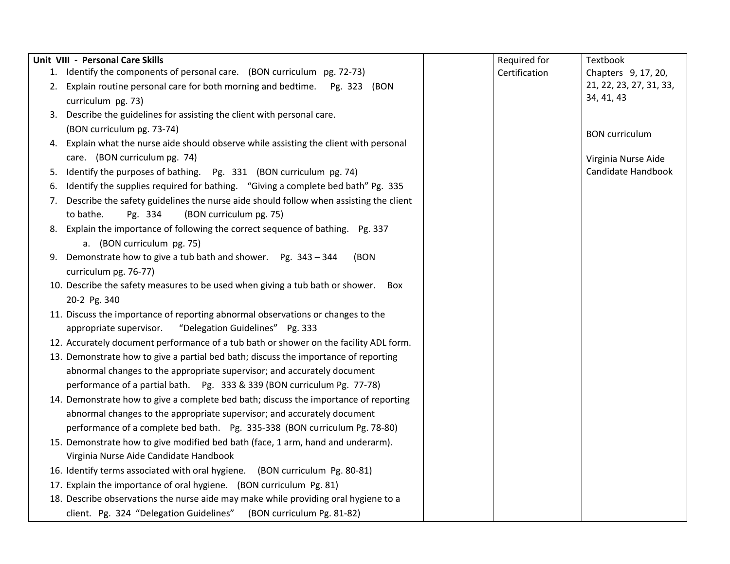| Unit VIII - Personal Care Skills | | | |
|---|---|---|---|
| 1. Identify the components of personal care. (BON curriculum pg. 72-73)<br>2. Explain routine personal care for both morning and bedtime. Pg. 323 (BON curriculum pg. 73)<br>3. Describe the guidelines for assisting the client with personal care. (BON curriculum pg. 73-74)<br>4. Explain what the nurse aide should observe while assisting the client with personal care. (BON curriculum pg. 74)<br>5. Identify the purposes of bathing. Pg. 331 (BON curriculum pg. 74)<br>6. Identify the supplies required for bathing. "Giving a complete bed bath" Pg. 335<br>7. Describe the safety guidelines the nurse aide should follow when assisting the client to bathe. Pg. 334 (BON curriculum pg. 75)<br>8. Explain the importance of following the correct sequence of bathing. Pg. 337<br>&nbsp;&nbsp;&nbsp;&nbsp;a. (BON curriculum pg. 75)<br>9. Demonstrate how to give a tub bath and shower. Pg. 343 – 344 (BON curriculum pg. 76-77)<br>10. Describe the safety measures to be used when giving a tub bath or shower. Box 20-2 Pg. 340<br>11. Discuss the importance of reporting abnormal observations or changes to the appropriate supervisor. "Delegation Guidelines" Pg. 333<br>12. Accurately document performance of a tub bath or shower on the facility ADL form.<br>13. Demonstrate how to give a partial bed bath; discuss the importance of reporting abnormal changes to the appropriate supervisor; and accurately document performance of a partial bath. Pg. 333 & 339 (BON curriculum Pg. 77-78)<br>14. Demonstrate how to give a complete bed bath; discuss the importance of reporting abnormal changes to the appropriate supervisor; and accurately document performance of a complete bed bath. Pg. 335-338 (BON curriculum Pg. 78-80)<br>15. Demonstrate how to give modified bed bath (face, 1 arm, hand and underarm). Virginia Nurse Aide Candidate Handbook<br>16. Identify terms associated with oral hygiene. (BON curriculum Pg. 80-81)<br>17. Explain the importance of oral hygiene. (BON curriculum Pg. 81)<br>18. Describe observations the nurse aide may make while providing oral hygiene to a client. Pg. 324 "Delegation Guidelines" (BON curriculum Pg. 81-82) | | Required for Certification | Textbook Chapters 9, 17, 20, 21, 22, 23, 27, 31, 33, 34, 41, 43<br><br>BON curriculum<br><br>Virginia Nurse Aide Candidate Handbook |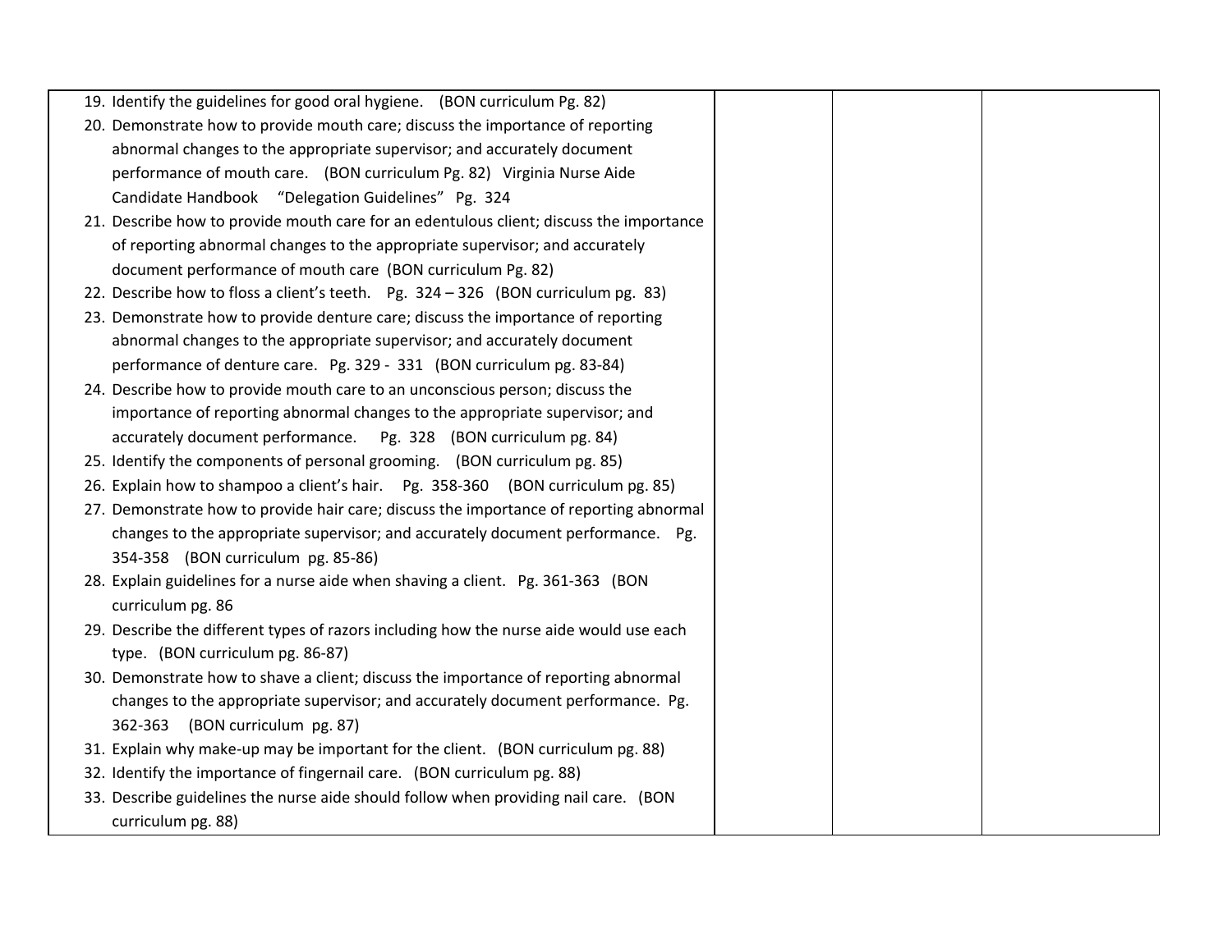| | | | |
|---|---|---|---|
| 19. Identify the guidelines for good oral hygiene. (BON curriculum Pg. 82)<br>20. Demonstrate how to provide mouth care; discuss the importance of reporting abnormal changes to the appropriate supervisor; and accurately document performance of mouth care. (BON curriculum Pg. 82) Virginia Nurse Aide Candidate Handbook "Delegation Guidelines" Pg. 324<br>21. Describe how to provide mouth care for an edentulous client; discuss the importance of reporting abnormal changes to the appropriate supervisor; and accurately document performance of mouth care (BON curriculum Pg. 82)<br>22. Describe how to floss a client's teeth. Pg. 324 – 326 (BON curriculum pg. 83)<br>23. Demonstrate how to provide denture care; discuss the importance of reporting abnormal changes to the appropriate supervisor; and accurately document performance of denture care. Pg. 329 - 331 (BON curriculum pg. 83-84)<br>24. Describe how to provide mouth care to an unconscious person; discuss the importance of reporting abnormal changes to the appropriate supervisor; and accurately document performance. Pg. 328 (BON curriculum pg. 84)<br>25. Identify the components of personal grooming. (BON curriculum pg. 85)<br>26. Explain how to shampoo a client's hair. Pg. 358-360 (BON curriculum pg. 85)<br>27. Demonstrate how to provide hair care; discuss the importance of reporting abnormal changes to the appropriate supervisor; and accurately document performance. Pg. 354-358 (BON curriculum pg. 85-86)<br>28. Explain guidelines for a nurse aide when shaving a client. Pg. 361-363 (BON curriculum pg. 86<br>29. Describe the different types of razors including how the nurse aide would use each type. (BON curriculum pg. 86-87)<br>30. Demonstrate how to shave a client; discuss the importance of reporting abnormal changes to the appropriate supervisor; and accurately document performance. Pg. 362-363 (BON curriculum pg. 87)<br>31. Explain why make-up may be important for the client. (BON curriculum pg. 88)<br>32. Identify the importance of fingernail care. (BON curriculum pg. 88)<br>33. Describe guidelines the nurse aide should follow when providing nail care. (BON curriculum pg. 88) | | | |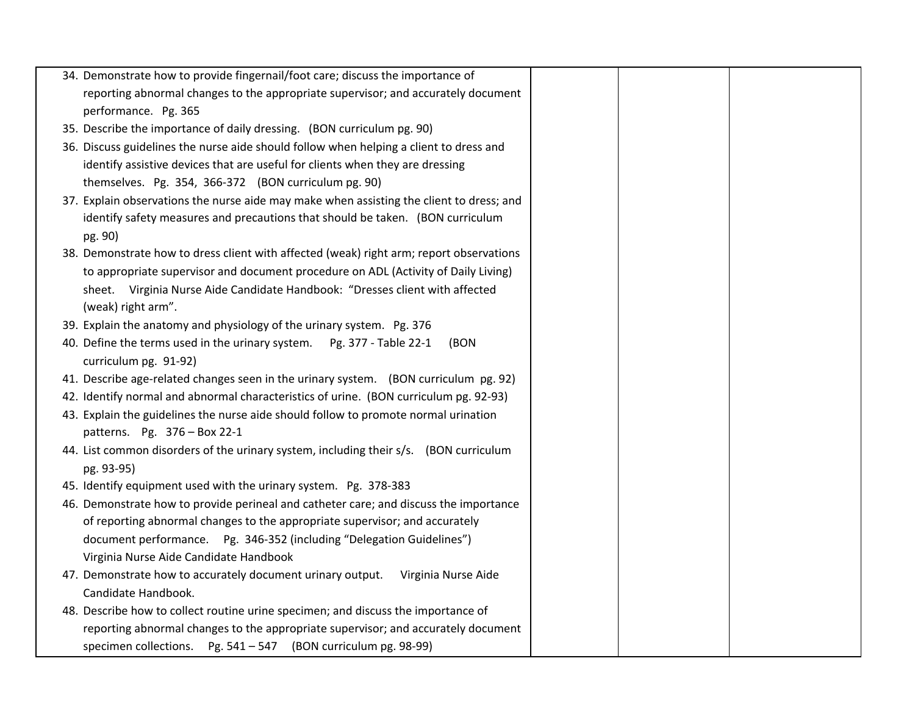| | | | |
|---|---|---|---|
| 34. Demonstrate how to provide fingernail/foot care; discuss the importance of reporting abnormal changes to the appropriate supervisor; and accurately document performance. Pg. 365<br>35. Describe the importance of daily dressing. (BON curriculum pg. 90)<br>36. Discuss guidelines the nurse aide should follow when helping a client to dress and identify assistive devices that are useful for clients when they are dressing themselves. Pg. 354, 366-372 (BON curriculum pg. 90)<br>37. Explain observations the nurse aide may make when assisting the client to dress; and identify safety measures and precautions that should be taken. (BON curriculum pg. 90)<br>38. Demonstrate how to dress client with affected (weak) right arm; report observations to appropriate supervisor and document procedure on ADL (Activity of Daily Living) sheet. Virginia Nurse Aide Candidate Handbook: "Dresses client with affected (weak) right arm".<br>39. Explain the anatomy and physiology of the urinary system. Pg. 376<br>40. Define the terms used in the urinary system. Pg. 377 - Table 22-1 (BON curriculum pg. 91-92)<br>41. Describe age-related changes seen in the urinary system. (BON curriculum pg. 92)<br>42. Identify normal and abnormal characteristics of urine. (BON curriculum pg. 92-93)<br>43. Explain the guidelines the nurse aide should follow to promote normal urination patterns. Pg. 376 – Box 22-1<br>44. List common disorders of the urinary system, including their s/s. (BON curriculum pg. 93-95)<br>45. Identify equipment used with the urinary system. Pg. 378-383<br>46. Demonstrate how to provide perineal and catheter care; and discuss the importance of reporting abnormal changes to the appropriate supervisor; and accurately document performance. Pg. 346-352 (including "Delegation Guidelines") Virginia Nurse Aide Candidate Handbook<br>47. Demonstrate how to accurately document urinary output. Virginia Nurse Aide Candidate Handbook.<br>48. Describe how to collect routine urine specimen; and discuss the importance of reporting abnormal changes to the appropriate supervisor; and accurately document specimen collections. Pg. 541 – 547 (BON curriculum pg. 98-99) | | | |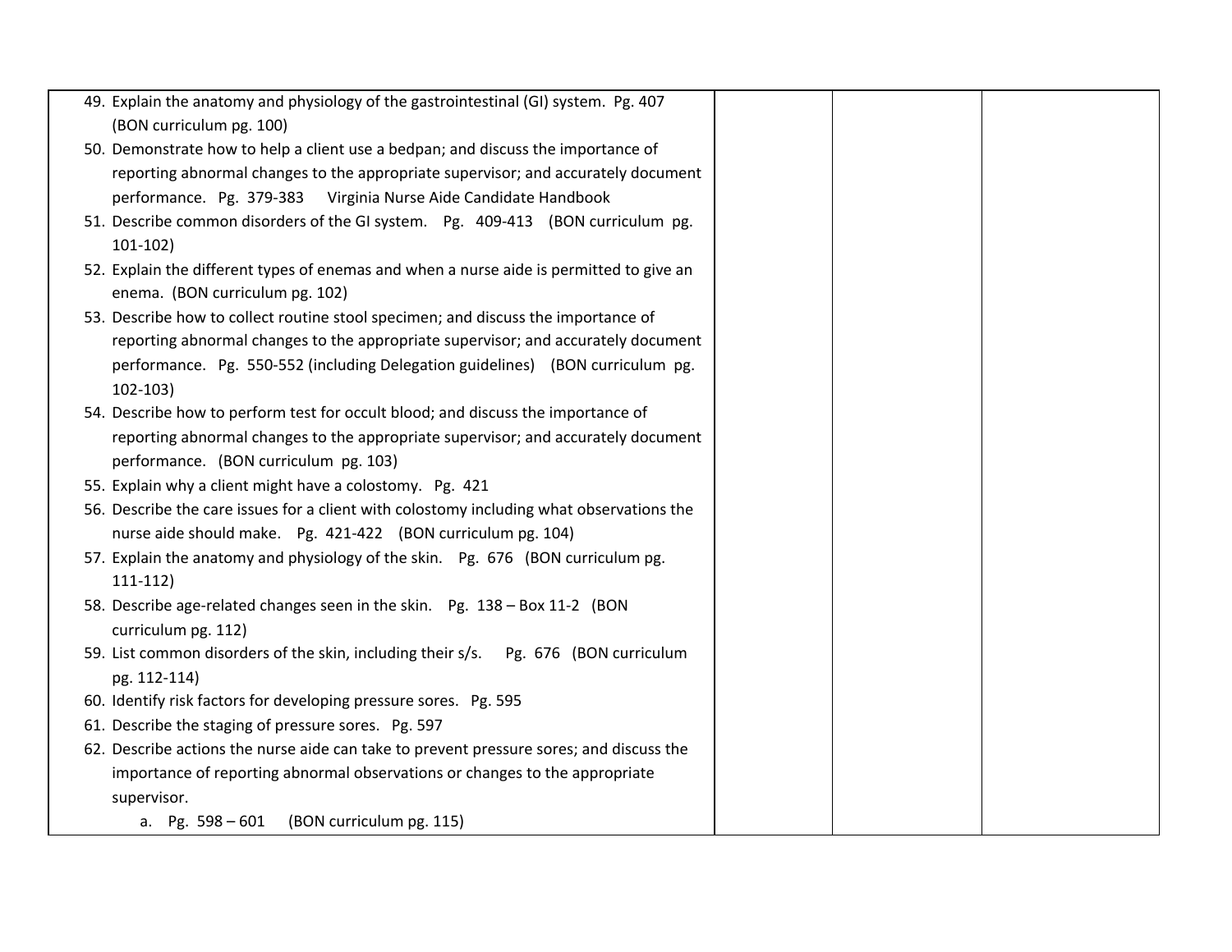| | | | |
|---|---|---|---|
| 49. Explain the anatomy and physiology of the gastrointestinal (GI) system. Pg. 407 (BON curriculum pg. 100)<br>50. Demonstrate how to help a client use a bedpan; and discuss the importance of reporting abnormal changes to the appropriate supervisor; and accurately document performance. Pg. 379-383 Virginia Nurse Aide Candidate Handbook<br>51. Describe common disorders of the GI system. Pg. 409-413 (BON curriculum pg. 101-102)<br>52. Explain the different types of enemas and when a nurse aide is permitted to give an enema. (BON curriculum pg. 102)<br>53. Describe how to collect routine stool specimen; and discuss the importance of reporting abnormal changes to the appropriate supervisor; and accurately document performance. Pg. 550-552 (including Delegation guidelines) (BON curriculum pg. 102-103)<br>54. Describe how to perform test for occult blood; and discuss the importance of reporting abnormal changes to the appropriate supervisor; and accurately document performance. (BON curriculum pg. 103)<br>55. Explain why a client might have a colostomy. Pg. 421<br>56. Describe the care issues for a client with colostomy including what observations the nurse aide should make. Pg. 421-422 (BON curriculum pg. 104)<br>57. Explain the anatomy and physiology of the skin. Pg. 676 (BON curriculum pg. 111-112)<br>58. Describe age-related changes seen in the skin. Pg. 138 – Box 11-2 (BON curriculum pg. 112)<br>59. List common disorders of the skin, including their s/s. Pg. 676 (BON curriculum pg. 112-114)<br>60. Identify risk factors for developing pressure sores. Pg. 595<br>61. Describe the staging of pressure sores. Pg. 597<br>62. Describe actions the nurse aide can take to prevent pressure sores; and discuss the importance of reporting abnormal observations or changes to the appropriate supervisor.<br>a. Pg. 598 – 601 (BON curriculum pg. 115) | | | |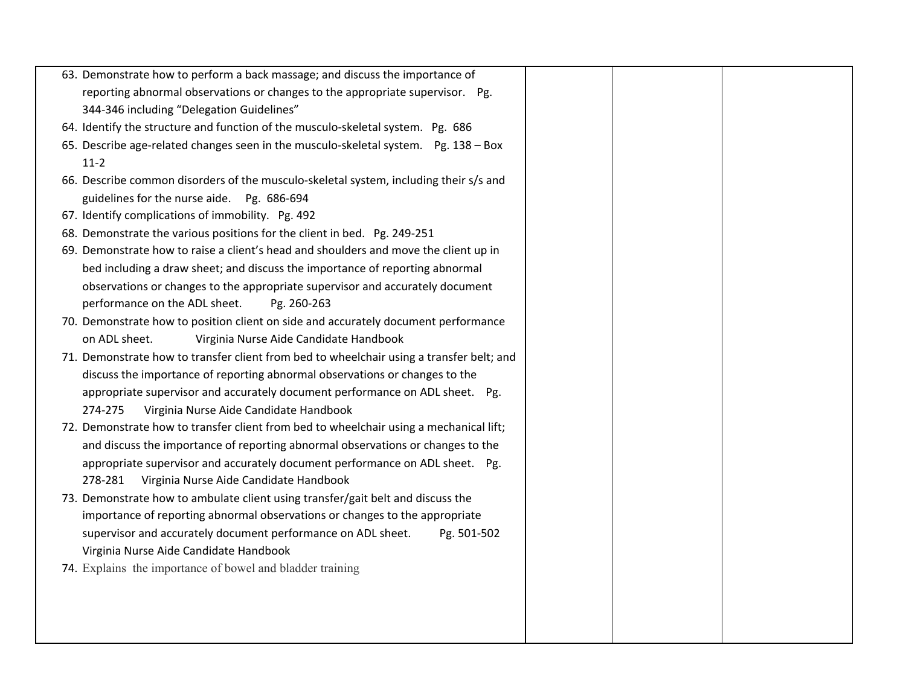| | | | |
|---|---|---|---|
| 63. Demonstrate how to perform a back massage; and discuss the importance of reporting abnormal observations or changes to the appropriate supervisor. Pg. 344-346 including "Delegation Guidelines"<br>64. Identify the structure and function of the musculo-skeletal system. Pg. 686<br>65. Describe age-related changes seen in the musculo-skeletal system. Pg. 138 – Box 11-2<br>66. Describe common disorders of the musculo-skeletal system, including their s/s and guidelines for the nurse aide. Pg. 686-694<br>67. Identify complications of immobility. Pg. 492<br>68. Demonstrate the various positions for the client in bed. Pg. 249-251<br>69. Demonstrate how to raise a client's head and shoulders and move the client up in bed including a draw sheet; and discuss the importance of reporting abnormal observations or changes to the appropriate supervisor and accurately document performance on the ADL sheet. Pg. 260-263<br>70. Demonstrate how to position client on side and accurately document performance on ADL sheet. Virginia Nurse Aide Candidate Handbook<br>71. Demonstrate how to transfer client from bed to wheelchair using a transfer belt; and discuss the importance of reporting abnormal observations or changes to the appropriate supervisor and accurately document performance on ADL sheet. Pg. 274-275 Virginia Nurse Aide Candidate Handbook<br>72. Demonstrate how to transfer client from bed to wheelchair using a mechanical lift; and discuss the importance of reporting abnormal observations or changes to the appropriate supervisor and accurately document performance on ADL sheet. Pg. 278-281 Virginia Nurse Aide Candidate Handbook<br>73. Demonstrate how to ambulate client using transfer/gait belt and discuss the importance of reporting abnormal observations or changes to the appropriate supervisor and accurately document performance on ADL sheet. Pg. 501-502 Virginia Nurse Aide Candidate Handbook<br>74. Explains the importance of bowel and bladder training | | | |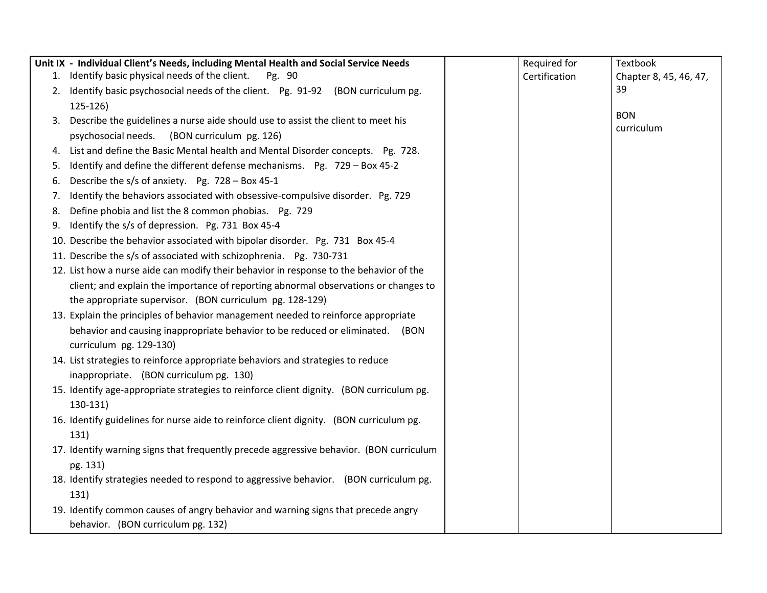| Unit IX - Individual Client's Needs, including Mental Health and Social Service Needs | | Required for Certification | Textbook Chapter 8, 45, 46, 47, 39<br><br>BON curriculum |
|---|---|---|---|
| 1. Identify basic physical needs of the client. Pg. 90<br>2. Identify basic psychosocial needs of the client. Pg. 91-92 (BON curriculum pg. 125-126)<br>3. Describe the guidelines a nurse aide should use to assist the client to meet his psychosocial needs. (BON curriculum pg. 126)<br>4. List and define the Basic Mental health and Mental Disorder concepts. Pg. 728.<br>5. Identify and define the different defense mechanisms. Pg. 729 – Box 45-2<br>6. Describe the s/s of anxiety. Pg. 728 – Box 45-1<br>7. Identify the behaviors associated with obsessive-compulsive disorder. Pg. 729<br>8. Define phobia and list the 8 common phobias. Pg. 729<br>9. Identify the s/s of depression. Pg. 731 Box 45-4<br>10. Describe the behavior associated with bipolar disorder. Pg. 731 Box 45-4<br>11. Describe the s/s of associated with schizophrenia. Pg. 730-731<br>12. List how a nurse aide can modify their behavior in response to the behavior of the client; and explain the importance of reporting abnormal observations or changes to the appropriate supervisor. (BON curriculum pg. 128-129)<br>13. Explain the principles of behavior management needed to reinforce appropriate behavior and causing inappropriate behavior to be reduced or eliminated. (BON curriculum pg. 129-130)<br>14. List strategies to reinforce appropriate behaviors and strategies to reduce inappropriate. (BON curriculum pg. 130)<br>15. Identify age-appropriate strategies to reinforce client dignity. (BON curriculum pg. 130-131)<br>16. Identify guidelines for nurse aide to reinforce client dignity. (BON curriculum pg. 131)<br>17. Identify warning signs that frequently precede aggressive behavior. (BON curriculum pg. 131)<br>18. Identify strategies needed to respond to aggressive behavior. (BON curriculum pg. 131)<br>19. Identify common causes of angry behavior and warning signs that precede angry behavior. (BON curriculum pg. 132) | | | |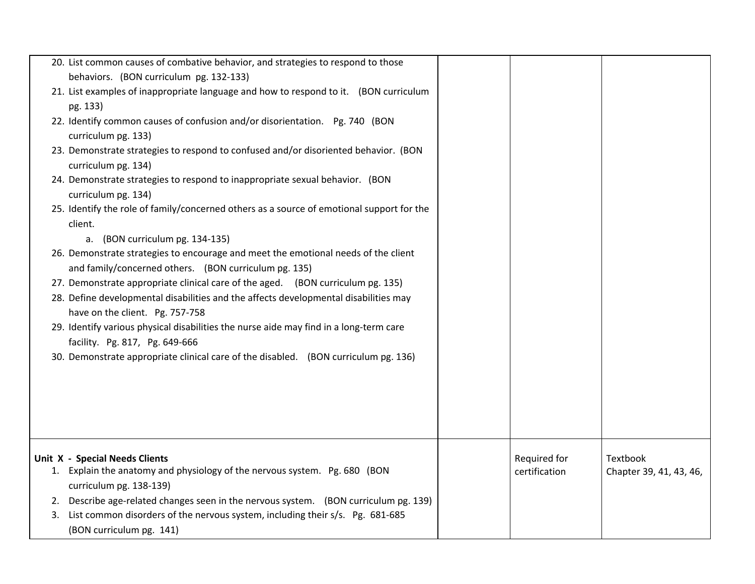| | | | |
|---|---|---|---|
| 20. List common causes of combative behavior, and strategies to respond to those behaviors. (BON curriculum pg. 132-133)<br>21. List examples of inappropriate language and how to respond to it. (BON curriculum pg. 133)<br>22. Identify common causes of confusion and/or disorientation. Pg. 740 (BON curriculum pg. 133)<br>23. Demonstrate strategies to respond to confused and/or disoriented behavior. (BON curriculum pg. 134)<br>24. Demonstrate strategies to respond to inappropriate sexual behavior. (BON curriculum pg. 134)<br>25. Identify the role of family/concerned others as a source of emotional support for the client.<br>&nbsp;&nbsp;&nbsp;&nbsp;a. (BON curriculum pg. 134-135)<br>26. Demonstrate strategies to encourage and meet the emotional needs of the client and family/concerned others. (BON curriculum pg. 135)<br>27. Demonstrate appropriate clinical care of the aged. (BON curriculum pg. 135)<br>28. Define developmental disabilities and the affects developmental disabilities may have on the client. Pg. 757-758<br>29. Identify various physical disabilities the nurse aide may find in a long-term care facility. Pg. 817, Pg. 649-666<br>30. Demonstrate appropriate clinical care of the disabled. (BON curriculum pg. 136) | | | |
| **Unit X - Special Needs Clients**<br>1. Explain the anatomy and physiology of the nervous system. Pg. 680 (BON curriculum pg. 138-139)<br>2. Describe age-related changes seen in the nervous system. (BON curriculum pg. 139)<br>3. List common disorders of the nervous system, including their s/s. Pg. 681-685 (BON curriculum pg. 141) | | Required for certification | Textbook Chapter 39, 41, 43, 46, |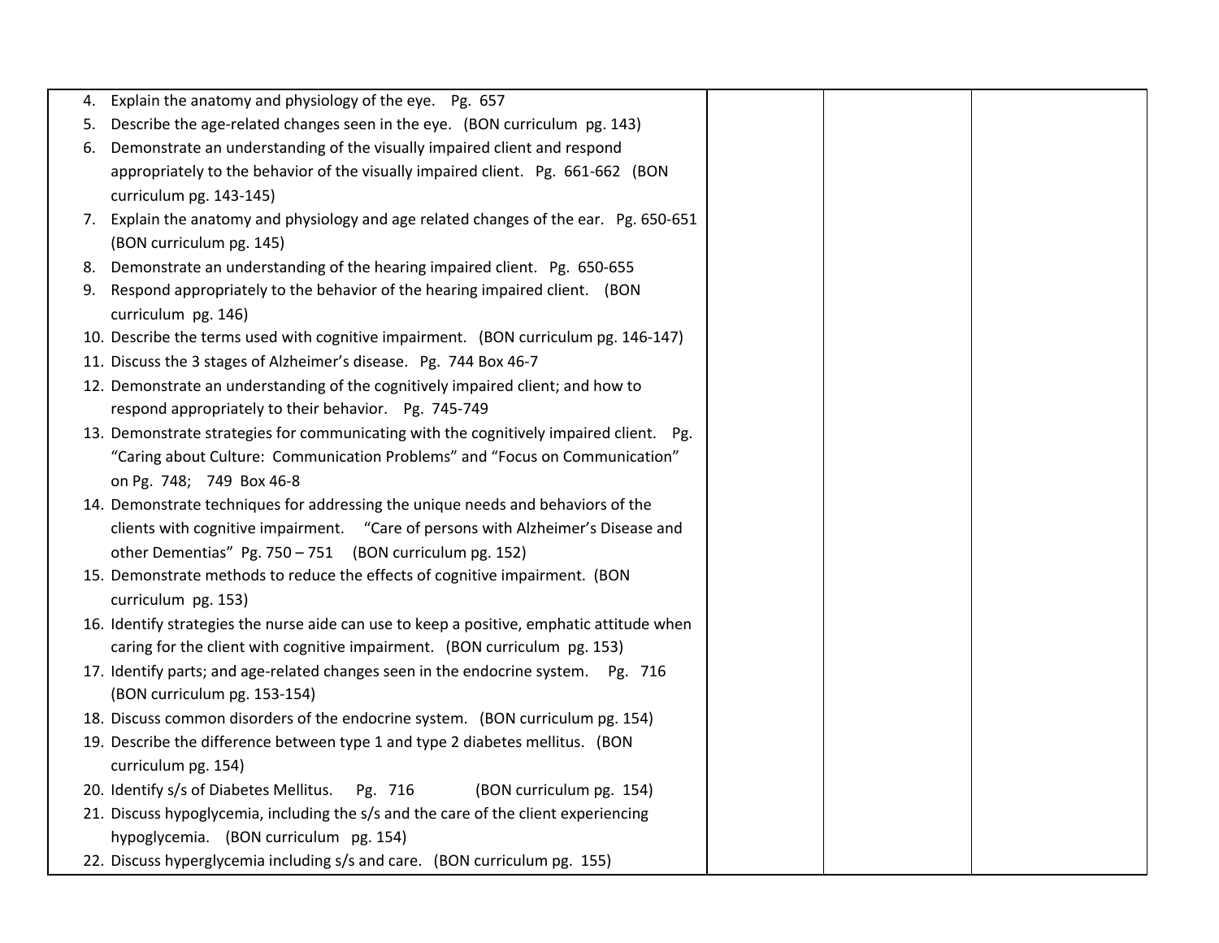| | | | |
|---|---|---|---|
| 4. Explain the anatomy and physiology of the eye. Pg. 657<br>5. Describe the age-related changes seen in the eye. (BON curriculum pg. 143)<br>6. Demonstrate an understanding of the visually impaired client and respond appropriately to the behavior of the visually impaired client. Pg. 661-662 (BON curriculum pg. 143-145)<br>7. Explain the anatomy and physiology and age related changes of the ear. Pg. 650-651 (BON curriculum pg. 145)<br>8. Demonstrate an understanding of the hearing impaired client. Pg. 650-655<br>9. Respond appropriately to the behavior of the hearing impaired client. (BON curriculum pg. 146)<br>10. Describe the terms used with cognitive impairment. (BON curriculum pg. 146-147)<br>11. Discuss the 3 stages of Alzheimer's disease. Pg. 744 Box 46-7<br>12. Demonstrate an understanding of the cognitively impaired client; and how to respond appropriately to their behavior. Pg. 745-749<br>13. Demonstrate strategies for communicating with the cognitively impaired client. Pg. "Caring about Culture: Communication Problems" and "Focus on Communication" on Pg. 748; 749 Box 46-8<br>14. Demonstrate techniques for addressing the unique needs and behaviors of the clients with cognitive impairment. "Care of persons with Alzheimer's Disease and other Dementias" Pg. 750 – 751 (BON curriculum pg. 152)<br>15. Demonstrate methods to reduce the effects of cognitive impairment. (BON curriculum pg. 153)<br>16. Identify strategies the nurse aide can use to keep a positive, emphatic attitude when caring for the client with cognitive impairment. (BON curriculum pg. 153)<br>17. Identify parts; and age-related changes seen in the endocrine system. Pg. 716 (BON curriculum pg. 153-154)<br>18. Discuss common disorders of the endocrine system. (BON curriculum pg. 154)<br>19. Describe the difference between type 1 and type 2 diabetes mellitus. (BON curriculum pg. 154)<br>20. Identify s/s of Diabetes Mellitus. Pg. 716 (BON curriculum pg. 154)<br>21. Discuss hypoglycemia, including the s/s and the care of the client experiencing hypoglycemia. (BON curriculum pg. 154)<br>22. Discuss hyperglycemia including s/s and care. (BON curriculum pg. 155) | | | |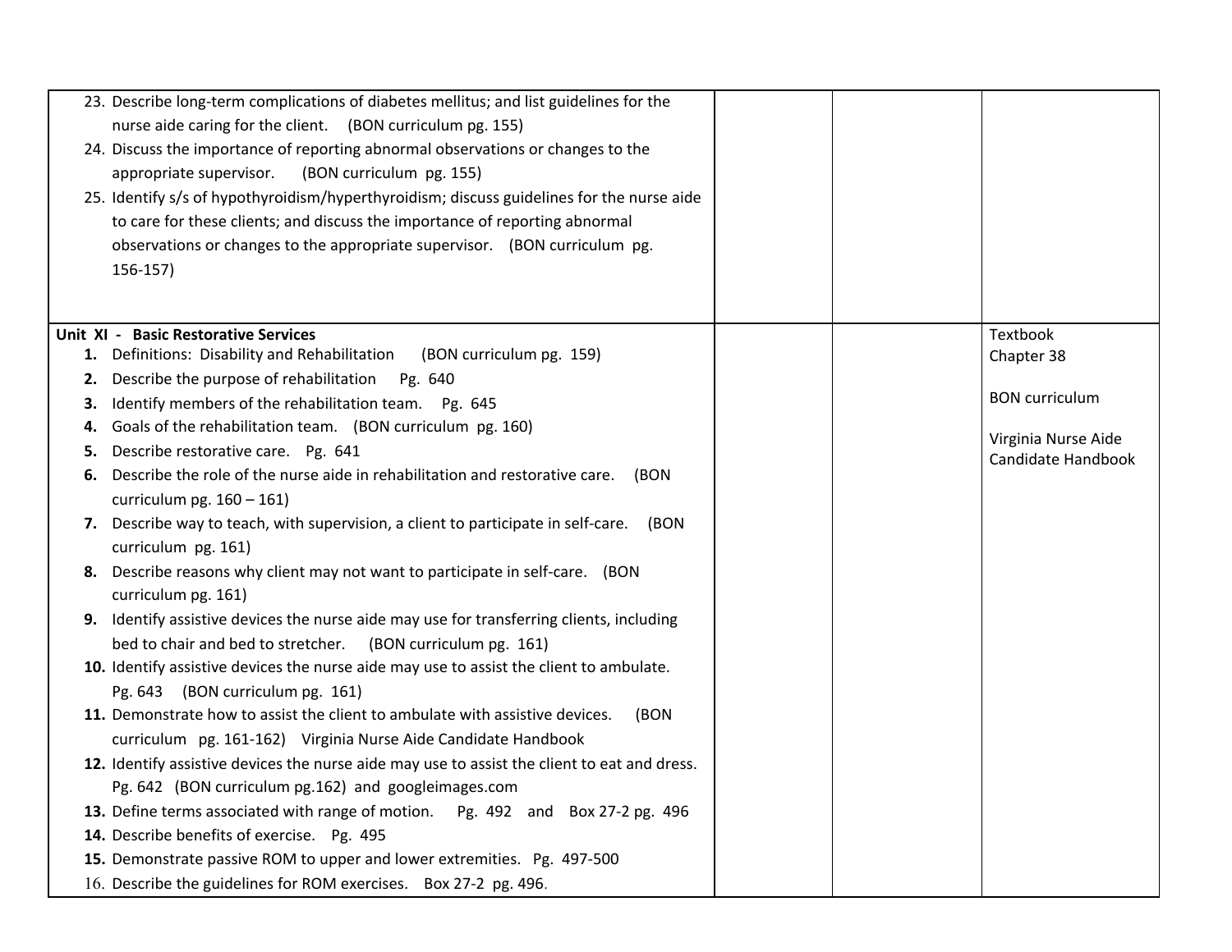| | | | |
|---|---|---|---|
| 23. Describe long-term complications of diabetes mellitus; and list guidelines for the nurse aide caring for the client. (BON curriculum pg. 155)<br>24. Discuss the importance of reporting abnormal observations or changes to the appropriate supervisor. (BON curriculum pg. 155)<br>25. Identify s/s of hypothyroidism/hyperthyroidism; discuss guidelines for the nurse aide to care for these clients; and discuss the importance of reporting abnormal observations or changes to the appropriate supervisor. (BON curriculum pg. 156-157) | | | |
| **Unit XI - Basic Restorative Services**<br>**1.** Definitions: Disability and Rehabilitation (BON curriculum pg. 159)<br>**2.** Describe the purpose of rehabilitation Pg. 640<br>**3.** Identify members of the rehabilitation team. Pg. 645<br>**4.** Goals of the rehabilitation team. (BON curriculum pg. 160)<br>**5.** Describe restorative care. Pg. 641<br>**6.** Describe the role of the nurse aide in rehabilitation and restorative care. (BON curriculum pg. 160 – 161)<br>**7.** Describe way to teach, with supervision, a client to participate in self-care. (BON curriculum pg. 161)<br>**8.** Describe reasons why client may not want to participate in self-care. (BON curriculum pg. 161)<br>**9.** Identify assistive devices the nurse aide may use for transferring clients, including bed to chair and bed to stretcher. (BON curriculum pg. 161)<br>**10.** Identify assistive devices the nurse aide may use to assist the client to ambulate. Pg. 643 (BON curriculum pg. 161)<br>**11.** Demonstrate how to assist the client to ambulate with assistive devices. (BON curriculum pg. 161-162) Virginia Nurse Aide Candidate Handbook<br>**12.** Identify assistive devices the nurse aide may use to assist the client to eat and dress. Pg. 642 (BON curriculum pg.162) and googleimages.com<br>**13.** Define terms associated with range of motion. Pg. 492 and Box 27-2 pg. 496<br>**14.** Describe benefits of exercise. Pg. 495<br>**15.** Demonstrate passive ROM to upper and lower extremities. Pg. 497-500<br>16. Describe the guidelines for ROM exercises. Box 27-2 pg. 496. | | | Textbook Chapter 38<br><br>BON curriculum<br><br>Virginia Nurse Aide Candidate Handbook |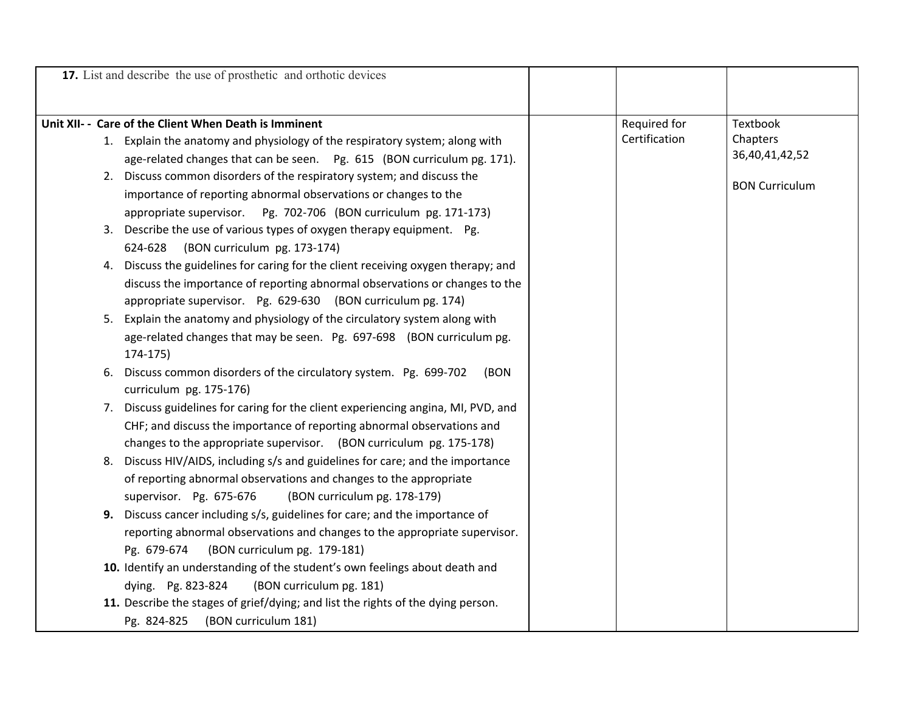| | | | |
|---|---|---|---|
| **17.** List and describe the use of prosthetic and orthotic devices | | | |
| **Unit XII- - Care of the Client When Death is Imminent**<br>1. Explain the anatomy and physiology of the respiratory system; along with age-related changes that can be seen. Pg. 615 (BON curriculum pg. 171).<br>2. Discuss common disorders of the respiratory system; and discuss the importance of reporting abnormal observations or changes to the appropriate supervisor. Pg. 702-706 (BON curriculum pg. 171-173)<br>3. Describe the use of various types of oxygen therapy equipment. Pg. 624-628 (BON curriculum pg. 173-174)<br>4. Discuss the guidelines for caring for the client receiving oxygen therapy; and discuss the importance of reporting abnormal observations or changes to the appropriate supervisor. Pg. 629-630 (BON curriculum pg. 174)<br>5. Explain the anatomy and physiology of the circulatory system along with age-related changes that may be seen. Pg. 697-698 (BON curriculum pg. 174-175)<br>6. Discuss common disorders of the circulatory system. Pg. 699-702 (BON curriculum pg. 175-176)<br>7. Discuss guidelines for caring for the client experiencing angina, MI, PVD, and CHF; and discuss the importance of reporting abnormal observations and changes to the appropriate supervisor. (BON curriculum pg. 175-178)<br>8. Discuss HIV/AIDS, including s/s and guidelines for care; and the importance of reporting abnormal observations and changes to the appropriate supervisor. Pg. 675-676 (BON curriculum pg. 178-179)<br>**9.** Discuss cancer including s/s, guidelines for care; and the importance of reporting abnormal observations and changes to the appropriate supervisor. Pg. 679-674 (BON curriculum pg. 179-181)<br>**10.** Identify an understanding of the student's own feelings about death and dying. Pg. 823-824 (BON curriculum pg. 181)<br>**11.** Describe the stages of grief/dying; and list the rights of the dying person. Pg. 824-825 (BON curriculum 181) | | Required for Certification | Textbook Chapters 36,40,41,42,52<br><br>BON Curriculum |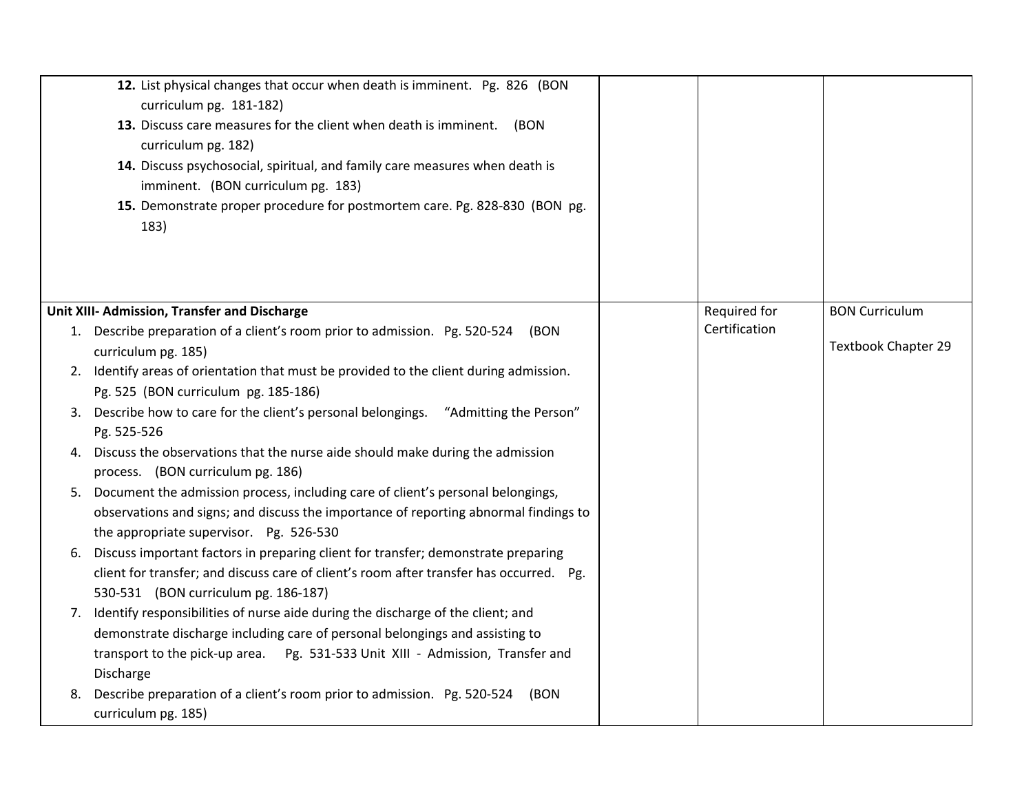| | | | |
|---|---|---|---|
| **12.** List physical changes that occur when death is imminent. Pg. 826 (BON curriculum pg. 181-182)<br>**13.** Discuss care measures for the client when death is imminent. (BON curriculum pg. 182)<br>**14.** Discuss psychosocial, spiritual, and family care measures when death is imminent. (BON curriculum pg. 183)<br>**15.** Demonstrate proper procedure for postmortem care. Pg. 828-830 (BON pg. 183) | | | |
| **Unit XIII- Admission, Transfer and Discharge**<br>1. Describe preparation of a client's room prior to admission. Pg. 520-524 (BON curriculum pg. 185)<br>2. Identify areas of orientation that must be provided to the client during admission. Pg. 525 (BON curriculum pg. 185-186)<br>3. Describe how to care for the client's personal belongings. "Admitting the Person" Pg. 525-526<br>4. Discuss the observations that the nurse aide should make during the admission process. (BON curriculum pg. 186)<br>5. Document the admission process, including care of client's personal belongings, observations and signs; and discuss the importance of reporting abnormal findings to the appropriate supervisor. Pg. 526-530<br>6. Discuss important factors in preparing client for transfer; demonstrate preparing client for transfer; and discuss care of client's room after transfer has occurred. Pg. 530-531 (BON curriculum pg. 186-187)<br>7. Identify responsibilities of nurse aide during the discharge of the client; and demonstrate discharge including care of personal belongings and assisting to transport to the pick-up area. Pg. 531-533 Unit XIII - Admission, Transfer and Discharge<br>8. Describe preparation of a client's room prior to admission. Pg. 520-524 (BON curriculum pg. 185) | | Required for Certification | BON Curriculum<br><br>Textbook Chapter 29 |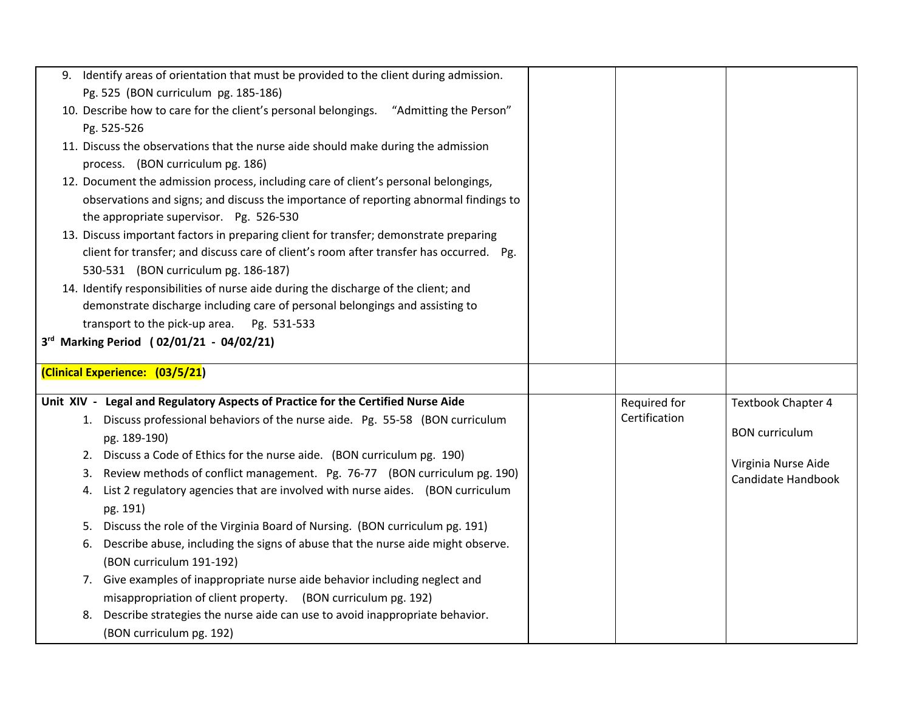| | | | |
|---|---|---|---|
| 9. Identify areas of orientation that must be provided to the client during admission. Pg. 525 (BON curriculum pg. 185-186)<br>10. Describe how to care for the client's personal belongings. "Admitting the Person" Pg. 525-526<br>11. Discuss the observations that the nurse aide should make during the admission process. (BON curriculum pg. 186)<br>12. Document the admission process, including care of client's personal belongings, observations and signs; and discuss the importance of reporting abnormal findings to the appropriate supervisor. Pg. 526-530<br>13. Discuss important factors in preparing client for transfer; demonstrate preparing client for transfer; and discuss care of client's room after transfer has occurred. Pg. 530-531 (BON curriculum pg. 186-187)<br>14. Identify responsibilities of nurse aide during the discharge of the client; and demonstrate discharge including care of personal belongings and assisting to transport to the pick-up area. Pg. 531-533<br>**3rd Marking Period ( 02/01/21 - 04/02/21)** | | | |
| **(Clinical Experience: (03/5/21)** | | | |
| **Unit XIV - Legal and Regulatory Aspects of Practice for the Certified Nurse Aide**<br>1. Discuss professional behaviors of the nurse aide. Pg. 55-58 (BON curriculum pg. 189-190)<br>2. Discuss a Code of Ethics for the nurse aide. (BON curriculum pg. 190)<br>3. Review methods of conflict management. Pg. 76-77 (BON curriculum pg. 190)<br>4. List 2 regulatory agencies that are involved with nurse aides. (BON curriculum pg. 191)<br>5. Discuss the role of the Virginia Board of Nursing. (BON curriculum pg. 191)<br>6. Describe abuse, including the signs of abuse that the nurse aide might observe. (BON curriculum 191-192)<br>7. Give examples of inappropriate nurse aide behavior including neglect and misappropriation of client property. (BON curriculum pg. 192)<br>8. Describe strategies the nurse aide can use to avoid inappropriate behavior. (BON curriculum pg. 192) | | Required for Certification | Textbook Chapter 4<br><br>BON curriculum<br><br>Virginia Nurse Aide Candidate Handbook |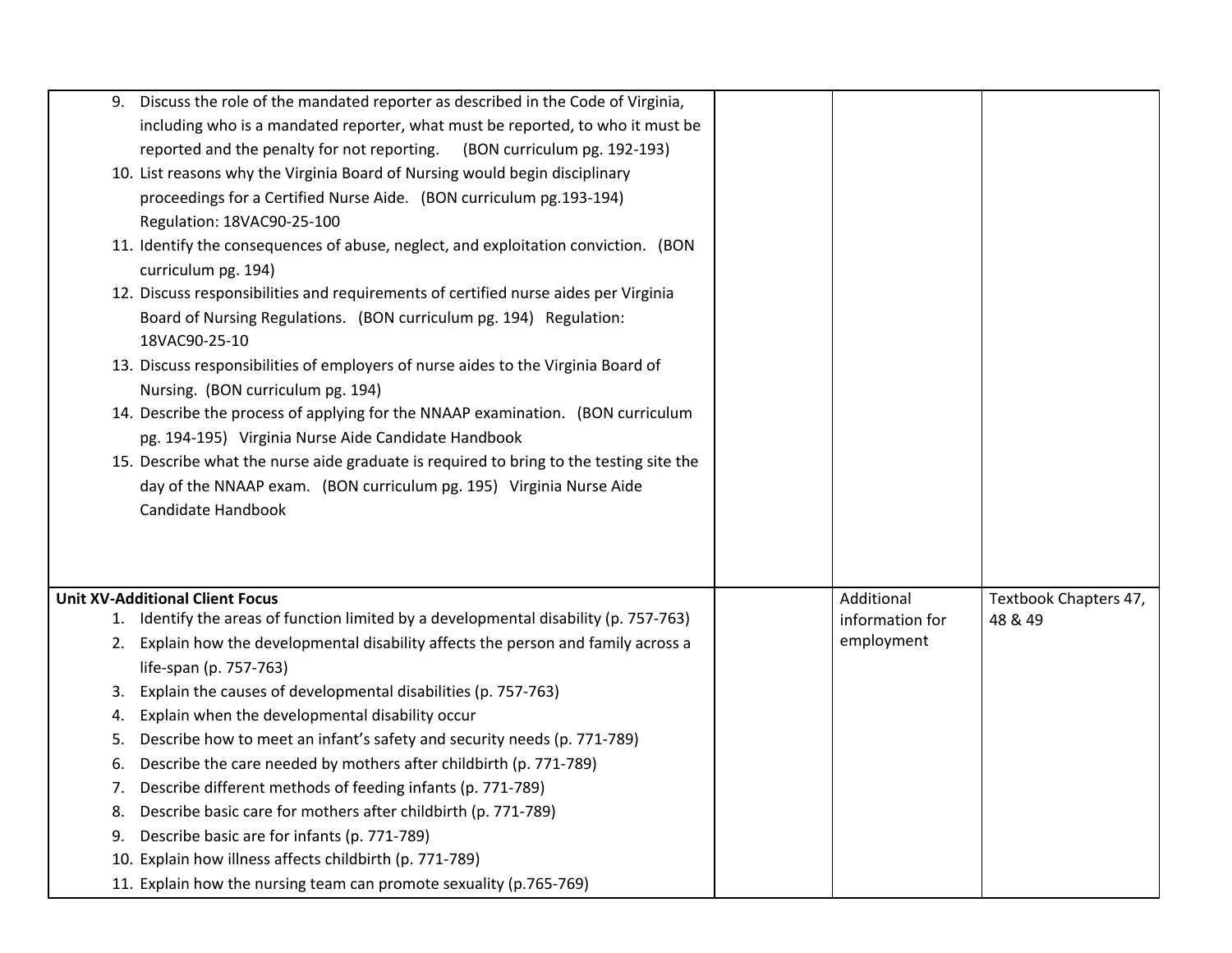| | | | |
|---|---|---|---|
| 9. Discuss the role of the mandated reporter as described in the Code of Virginia, including who is a mandated reporter, what must be reported, to who it must be reported and the penalty for not reporting. (BON curriculum pg. 192-193)<br>10. List reasons why the Virginia Board of Nursing would begin disciplinary proceedings for a Certified Nurse Aide. (BON curriculum pg.193-194) Regulation: 18VAC90-25-100<br>11. Identify the consequences of abuse, neglect, and exploitation conviction. (BON curriculum pg. 194)<br>12. Discuss responsibilities and requirements of certified nurse aides per Virginia Board of Nursing Regulations. (BON curriculum pg. 194) Regulation: 18VAC90-25-10<br>13. Discuss responsibilities of employers of nurse aides to the Virginia Board of Nursing. (BON curriculum pg. 194)<br>14. Describe the process of applying for the NNAAP examination. (BON curriculum pg. 194-195) Virginia Nurse Aide Candidate Handbook<br>15. Describe what the nurse aide graduate is required to bring to the testing site the day of the NNAAP exam. (BON curriculum pg. 195) Virginia Nurse Aide Candidate Handbook | | | |
| **Unit XV-Additional Client Focus**<br>1. Identify the areas of function limited by a developmental disability (p. 757-763)<br>2. Explain how the developmental disability affects the person and family across a life-span (p. 757-763)<br>3. Explain the causes of developmental disabilities (p. 757-763)<br>4. Explain when the developmental disability occur<br>5. Describe how to meet an infant's safety and security needs (p. 771-789)<br>6. Describe the care needed by mothers after childbirth (p. 771-789)<br>7. Describe different methods of feeding infants (p. 771-789)<br>8. Describe basic care for mothers after childbirth (p. 771-789)<br>9. Describe basic are for infants (p. 771-789)<br>10. Explain how illness affects childbirth (p. 771-789)<br>11. Explain how the nursing team can promote sexuality (p.765-769) | | Additional information for employment | Textbook Chapters 47, 48 & 49 |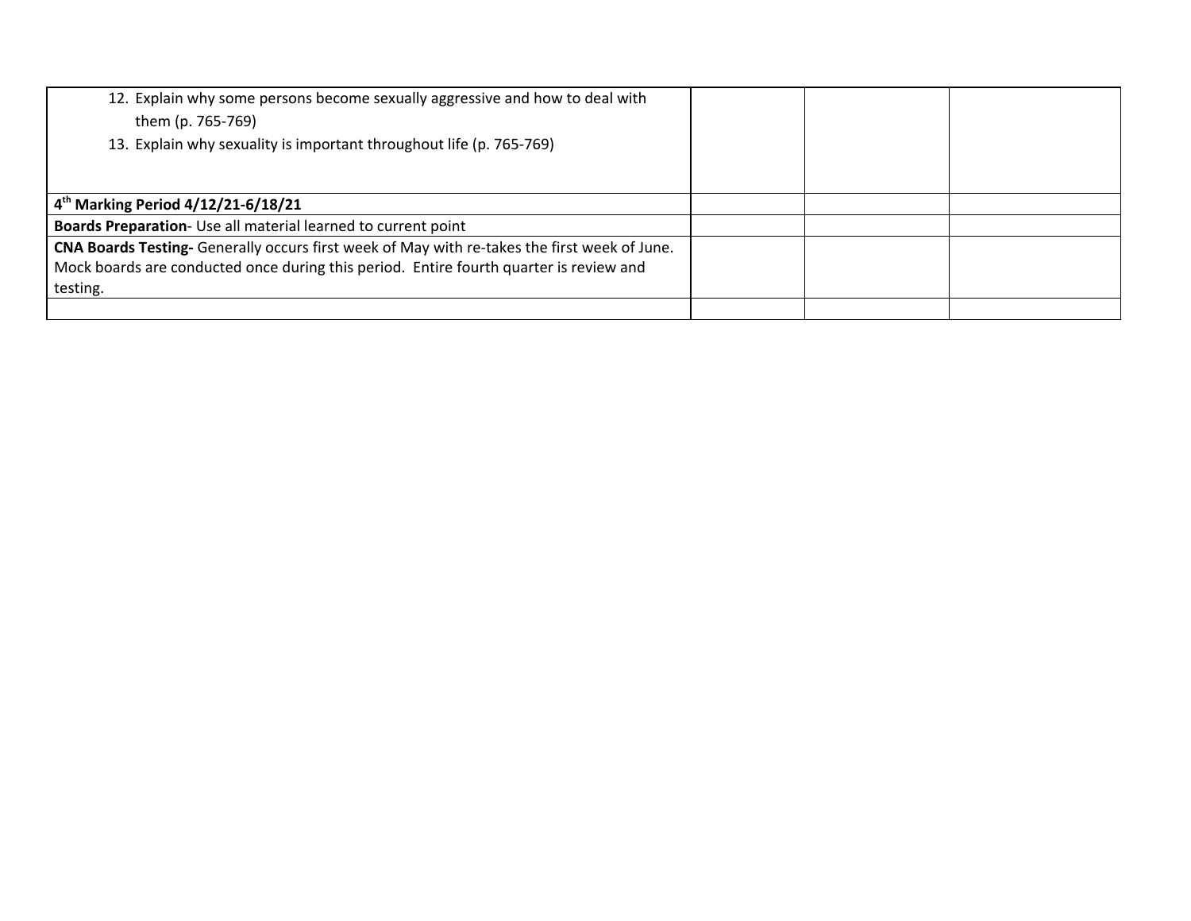| | | | |
|---|---|---|---|
| 12. Explain why some persons become sexually aggressive and how to deal with them (p. 765-769)<br>13. Explain why sexuality is important throughout life (p. 765-769) | | | |
| **4th Marking Period 4/12/21-6/18/21** | | | |
| **Boards Preparation**- Use all material learned to current point | | | |
| **CNA Boards Testing-** Generally occurs first week of May with re-takes the first week of June. Mock boards are conducted once during this period. Entire fourth quarter is review and testing. | | | |
| | | | |